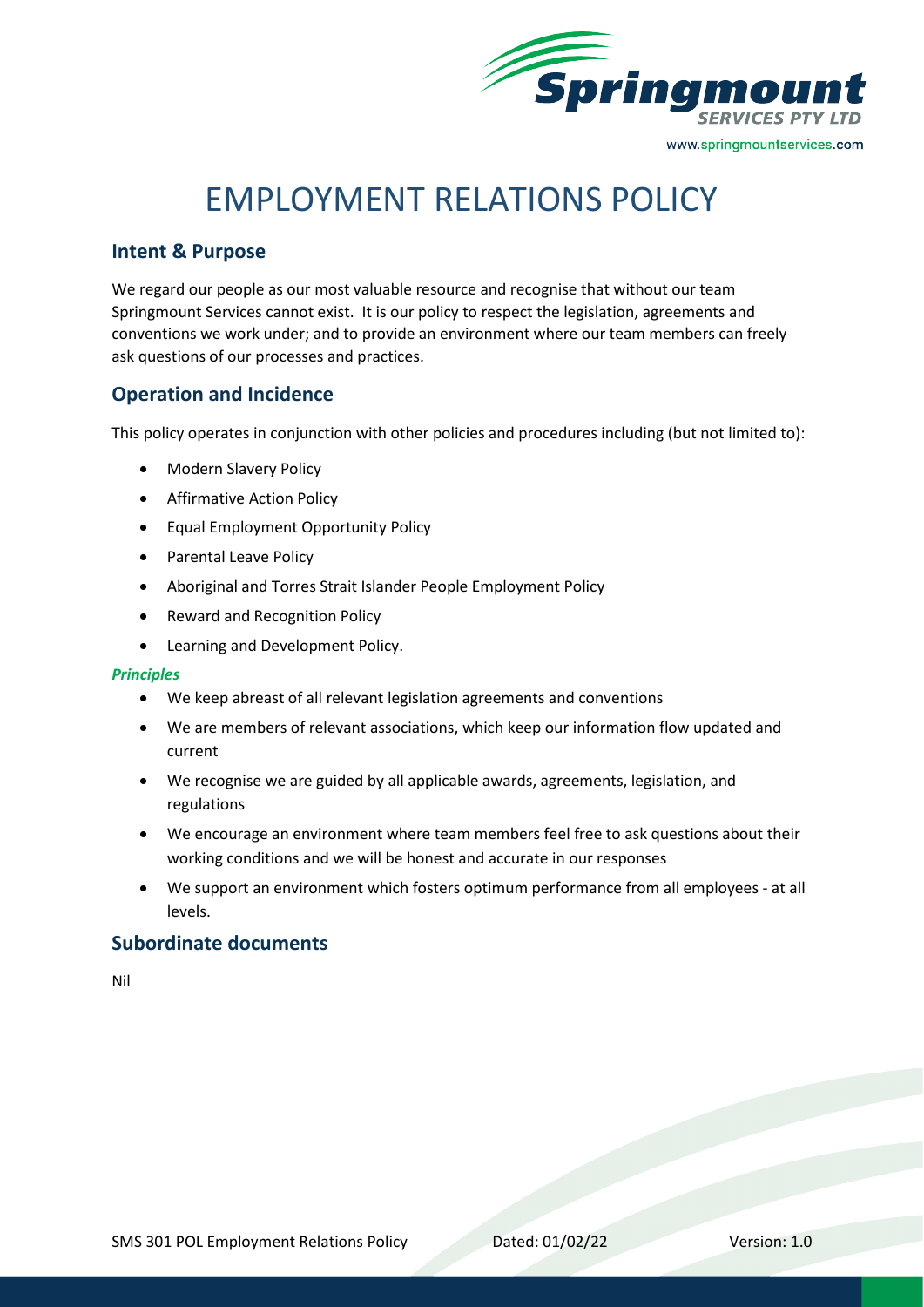# EMPLOYMENT RELATIONS POLICY

## Intent & Purpose

We regard our people as our most valuable resource and recognise that without our team Springmount Services cannot exist. It is our policy to respect the legislation, agreements and conventions we work under; and to provide an environment where our team members can freely ask questions of our processes and practices.

## Operation and Incidence

This policy operates in conjunction with other policies and procedures including (but not limited to):

- Modern Slavery Policy
- Affirmative Action Policy
- Equal Employment Opportunity Policy
- Parental Leave Policy
- Aboriginal and Torres Strait Islander People Employment Policy
- Reward and Recognition Policy
- Learning and Development Policy.

***Principles***

- We keep abreast of all relevant legislation agreements and conventions
- We are members of relevant associations, which keep our information flow updated and current
- We recognise we are guided by all applicable awards, agreements, legislation, and regulations
- We encourage an environment where team members feel free to ask questions about their working conditions and we will be honest and accurate in our responses
- We support an environment which fosters optimum performance from all employees - at all levels.

## Subordinate documents

Nil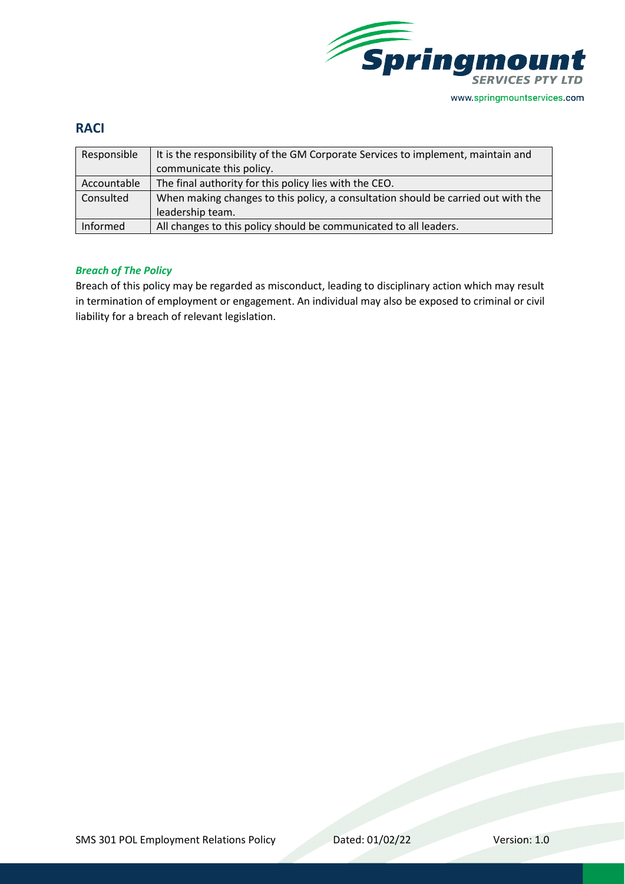## RACI

| | |
|---|---|
| Responsible | It is the responsibility of the GM Corporate Services to implement, maintain and communicate this policy. |
| Accountable | The final authority for this policy lies with the CEO. |
| Consulted | When making changes to this policy, a consultation should be carried out with the leadership team. |
| Informed | All changes to this policy should be communicated to all leaders. |

***Breach of The Policy***

Breach of this policy may be regarded as misconduct, leading to disciplinary action which may result in termination of employment or engagement. An individual may also be exposed to criminal or civil liability for a breach of relevant legislation.